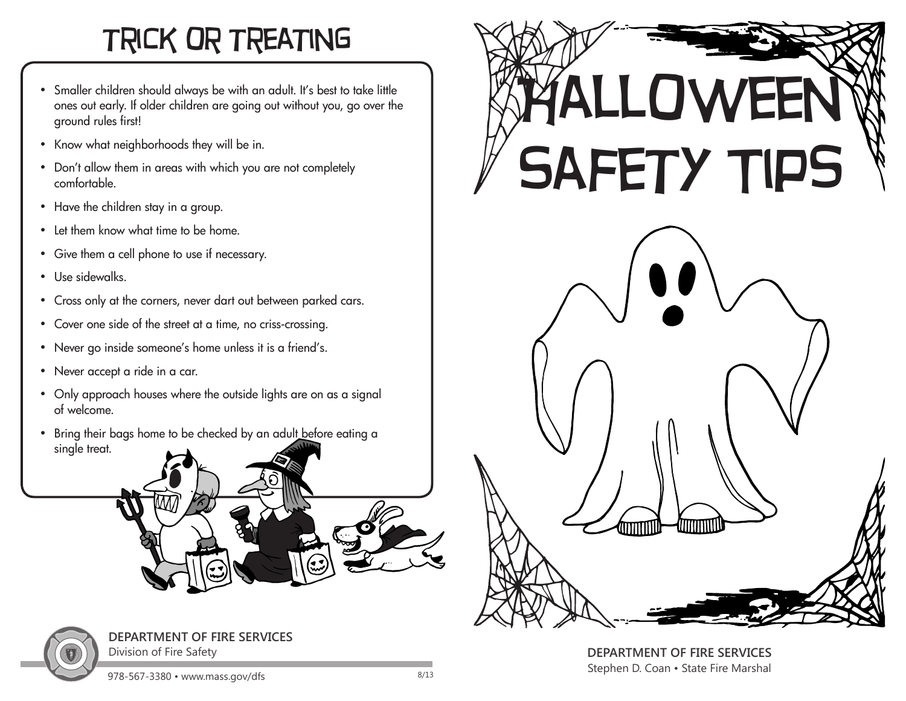# TRICK OR TREATING

- Smaller children should always be with an adult. It's best to take little ones out early. If older children are going out without you, go over the ground rules first!
- Know what neighborhoods they will be in.
- Don't allow them in areas with which you are not completely comfortable.
- Have the children stay in a group.
- Let them know what time to be home.
- Give them a cell phone to use if necessary.
- Use sidewalks.
- Cross only at the corners, never dart out between parked cars.
- Cover one side of the street at a time, no criss-crossing.
- Never go inside someone's home unless it is a friend's.
- Never accept a ride in a car.
- Only approach houses where the outside lights are on as a signal of welcome.
- Bring their bags home to be checked by an adult before eating a single treat.

**DEPARTMENT OF FIRE SERVICES**
Division of Fire Safety

978-567-3380 • www.mass.gov/dfs

8/13

# HALLOWEEN SAFETY TIPS

**DEPARTMENT OF FIRE SERVICES**
Stephen D. Coan • State Fire Marshal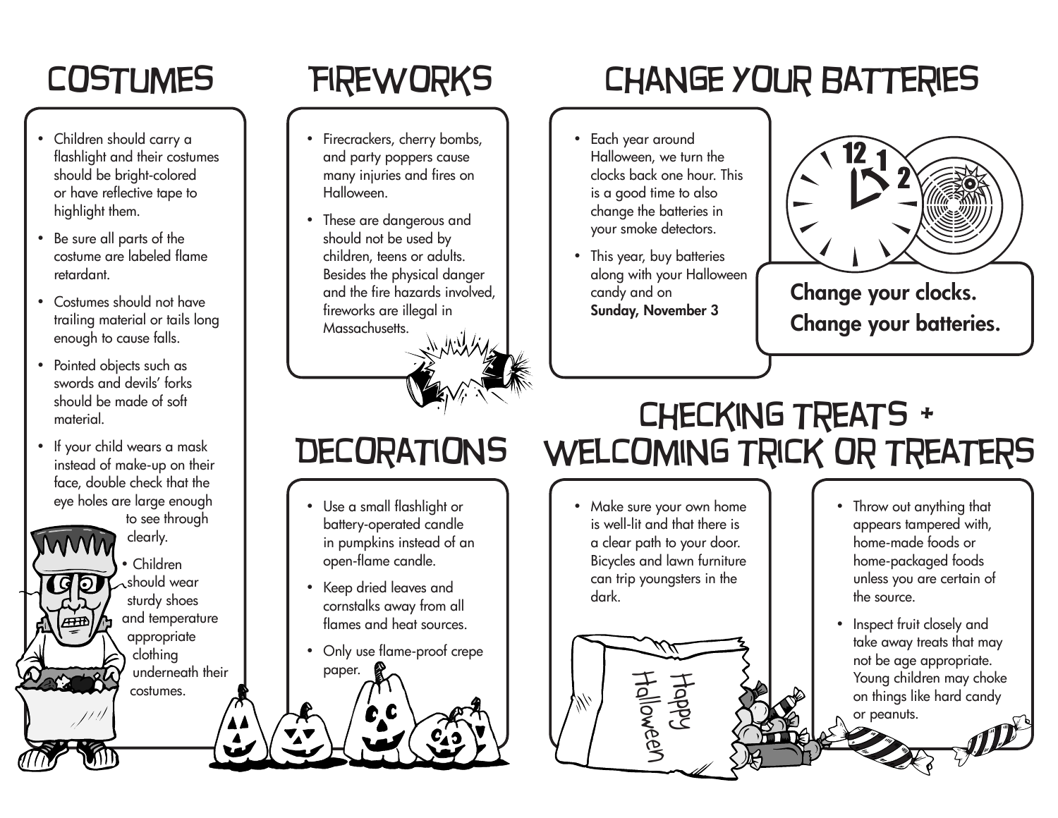## COSTUMES

- Children should carry a flashlight and their costumes should be bright-colored or have reflective tape to highlight them.
- Be sure all parts of the costume are labeled flame retardant.
- Costumes should not have trailing material or tails long enough to cause falls.
- Pointed objects such as swords and devils' forks should be made of soft material.
- If your child wears a mask instead of make-up on their face, double check that the eye holes are large enough to see through clearly.
- Children should wear sturdy shoes and temperature appropriate clothing underneath their costumes.

## FIREWORKS

- Firecrackers, cherry bombs, and party poppers cause many injuries and fires on Halloween.
- These are dangerous and should not be used by children, teens or adults. Besides the physical danger and the fire hazards involved, fireworks are illegal in Massachusetts.

## DECORATIONS

- Use a small flashlight or battery-operated candle in pumpkins instead of an open-flame candle.
- Keep dried leaves and cornstalks away from all flames and heat sources.
- Only use flame-proof crepe paper.

## CHANGE YOUR BATTERIES

- Each year around Halloween, we turn the clocks back one hour. This is a good time to also change the batteries in your smoke detectors.
- This year, buy batteries along with your Halloween candy and on **Sunday, November 3**

**Change your clocks.**
**Change your batteries.**

## CHECKING TREATS + WELCOMING TRICK OR TREATERS

- Make sure your own home is well-lit and that there is a clear path to your door. Bicycles and lawn furniture can trip youngsters in the dark.
- Throw out anything that appears tampered with, home-made foods or home-packaged foods unless you are certain of the source.
- Inspect fruit closely and take away treats that may not be age appropriate. Young children may choke on things like hard candy or peanuts.

Happy Halloween